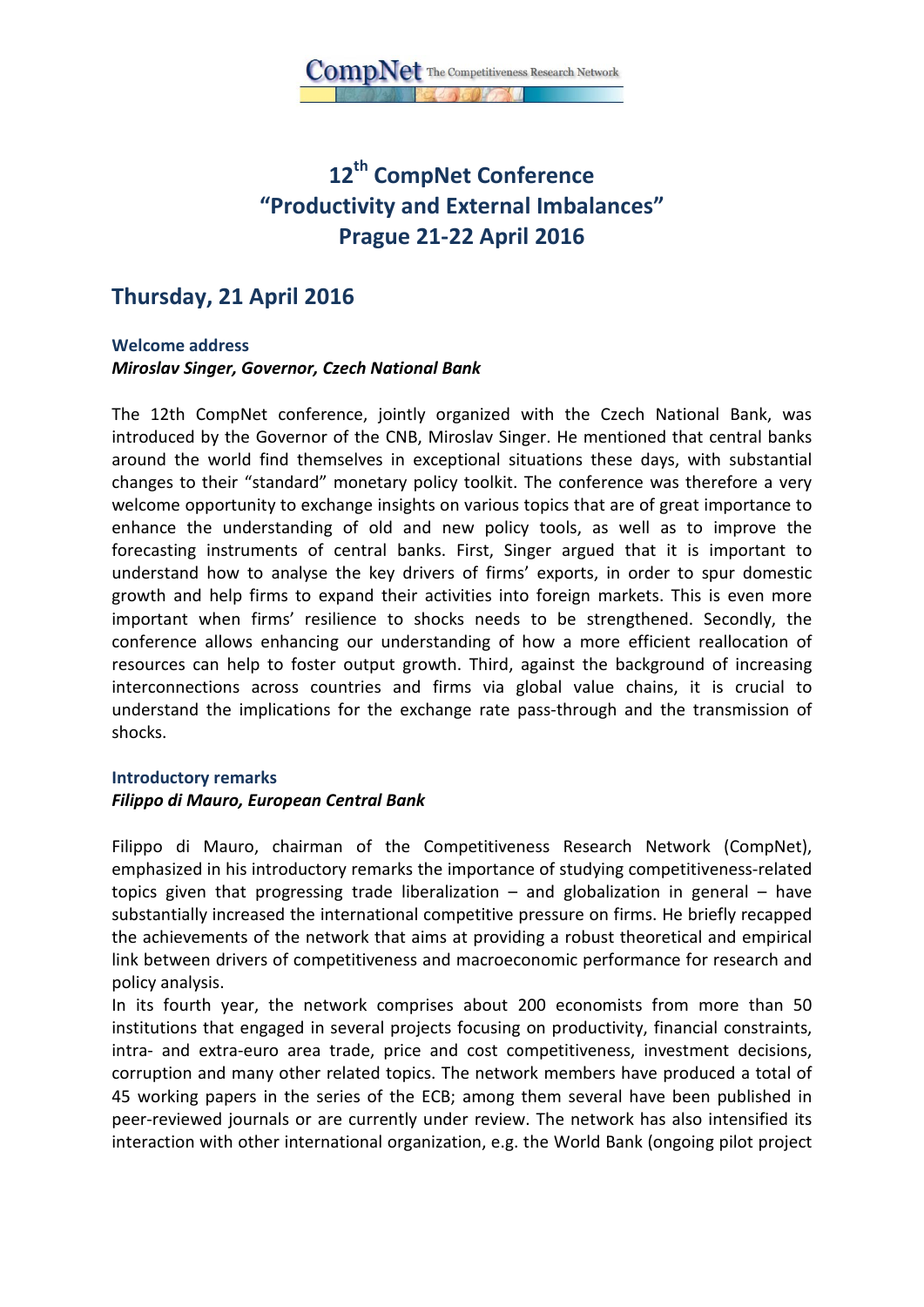# 12th CompNet Conference "Productivity and External Imbalances" Prague 21-22 April 2016

## Thursday, 21 April 2016

### Welcome address

***Miroslav Singer, Governor, Czech National Bank***

The 12th CompNet conference, jointly organized with the Czech National Bank, was introduced by the Governor of the CNB, Miroslav Singer. He mentioned that central banks around the world find themselves in exceptional situations these days, with substantial changes to their "standard" monetary policy toolkit. The conference was therefore a very welcome opportunity to exchange insights on various topics that are of great importance to enhance the understanding of old and new policy tools, as well as to improve the forecasting instruments of central banks. First, Singer argued that it is important to understand how to analyse the key drivers of firms' exports, in order to spur domestic growth and help firms to expand their activities into foreign markets. This is even more important when firms' resilience to shocks needs to be strengthened. Secondly, the conference allows enhancing our understanding of how a more efficient reallocation of resources can help to foster output growth. Third, against the background of increasing interconnections across countries and firms via global value chains, it is crucial to understand the implications for the exchange rate pass-through and the transmission of shocks.

### Introductory remarks

***Filippo di Mauro, European Central Bank***

Filippo di Mauro, chairman of the Competitiveness Research Network (CompNet), emphasized in his introductory remarks the importance of studying competitiveness-related topics given that progressing trade liberalization – and globalization in general – have substantially increased the international competitive pressure on firms. He briefly recapped the achievements of the network that aims at providing a robust theoretical and empirical link between drivers of competitiveness and macroeconomic performance for research and policy analysis.

In its fourth year, the network comprises about 200 economists from more than 50 institutions that engaged in several projects focusing on productivity, financial constraints, intra- and extra-euro area trade, price and cost competitiveness, investment decisions, corruption and many other related topics. The network members have produced a total of 45 working papers in the series of the ECB; among them several have been published in peer-reviewed journals or are currently under review. The network has also intensified its interaction with other international organization, e.g. the World Bank (ongoing pilot project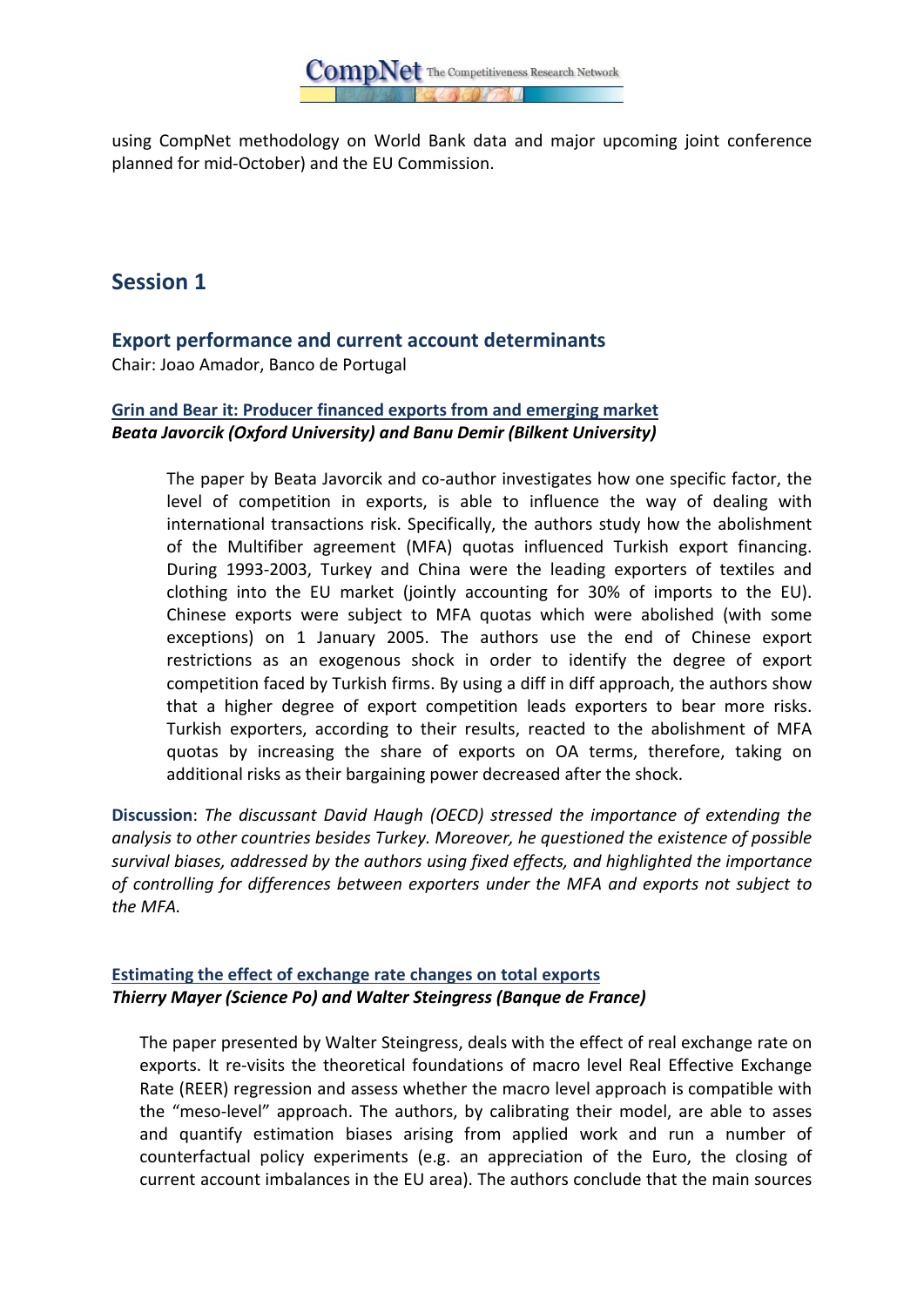using CompNet methodology on World Bank data and major upcoming joint conference planned for mid-October) and the EU Commission.

## Session 1

### Export performance and current account determinants

Chair: Joao Amador, Banco de Portugal

#### Grin and Bear it: Producer financed exports from and emerging market

***Beata Javorcik (Oxford University) and Banu Demir (Bilkent University)***

> The paper by Beata Javorcik and co-author investigates how one specific factor, the level of competition in exports, is able to influence the way of dealing with international transactions risk. Specifically, the authors study how the abolishment of the Multifiber agreement (MFA) quotas influenced Turkish export financing. During 1993-2003, Turkey and China were the leading exporters of textiles and clothing into the EU market (jointly accounting for 30% of imports to the EU). Chinese exports were subject to MFA quotas which were abolished (with some exceptions) on 1 January 2005. The authors use the end of Chinese export restrictions as an exogenous shock in order to identify the degree of export competition faced by Turkish firms. By using a diff in diff approach, the authors show that a higher degree of export competition leads exporters to bear more risks. Turkish exporters, according to their results, reacted to the abolishment of MFA quotas by increasing the share of exports on OA terms, therefore, taking on additional risks as their bargaining power decreased after the shock.

**Discussion**: *The discussant David Haugh (OECD) stressed the importance of extending the analysis to other countries besides Turkey. Moreover, he questioned the existence of possible survival biases, addressed by the authors using fixed effects, and highlighted the importance of controlling for differences between exporters under the MFA and exports not subject to the MFA.*

#### Estimating the effect of exchange rate changes on total exports

***Thierry Mayer (Science Po) and Walter Steingress (Banque de France)***

> The paper presented by Walter Steingress, deals with the effect of real exchange rate on exports. It re-visits the theoretical foundations of macro level Real Effective Exchange Rate (REER) regression and assess whether the macro level approach is compatible with the "meso-level" approach. The authors, by calibrating their model, are able to asses and quantify estimation biases arising from applied work and run a number of counterfactual policy experiments (e.g. an appreciation of the Euro, the closing of current account imbalances in the EU area). The authors conclude that the main sources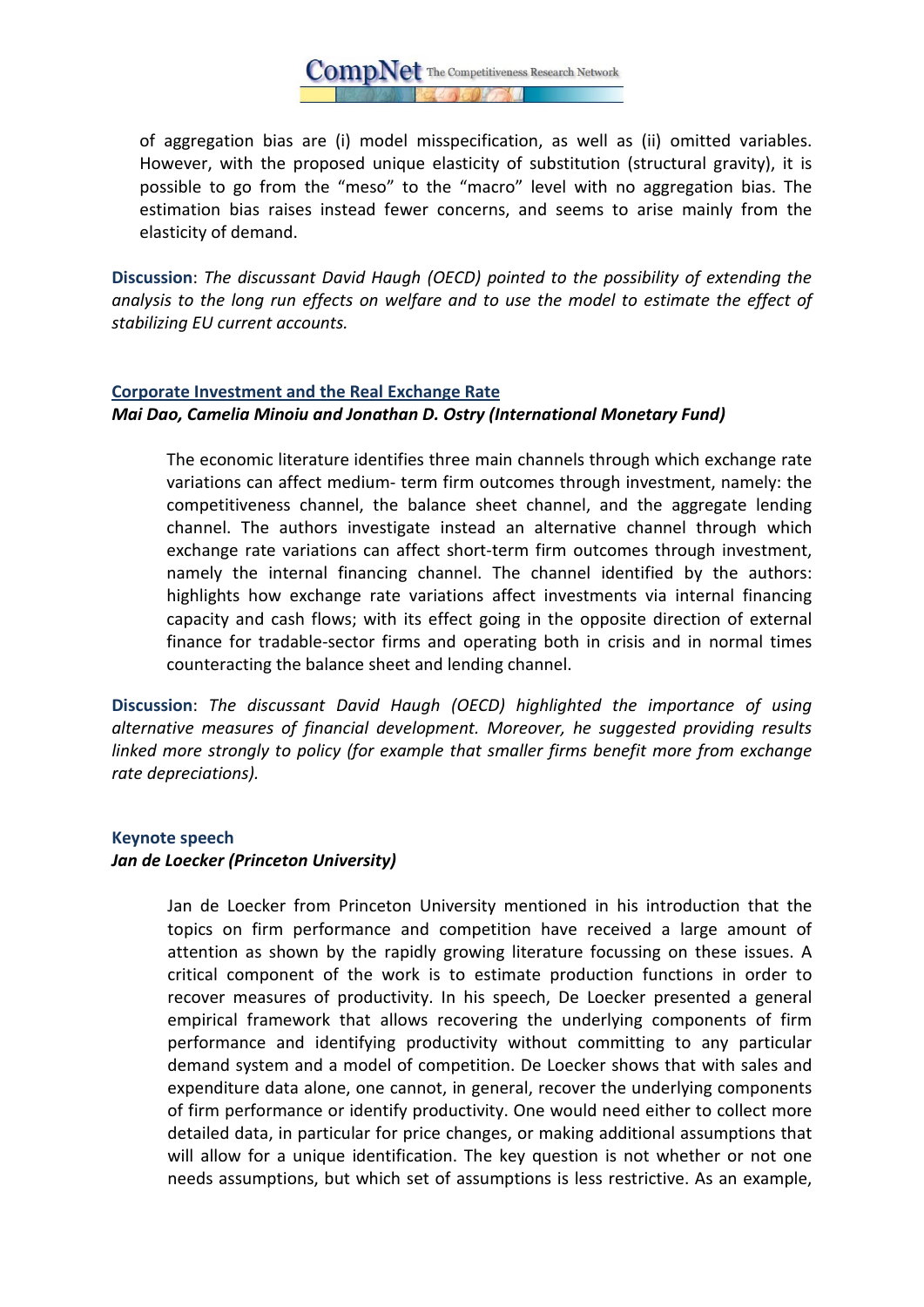of aggregation bias are (i) model misspecification, as well as (ii) omitted variables. However, with the proposed unique elasticity of substitution (structural gravity), it is possible to go from the "meso" to the "macro" level with no aggregation bias. The estimation bias raises instead fewer concerns, and seems to arise mainly from the elasticity of demand.

**Discussion**: *The discussant David Haugh (OECD) pointed to the possibility of extending the analysis to the long run effects on welfare and to use the model to estimate the effect of stabilizing EU current accounts.*

### Corporate Investment and the Real Exchange Rate

***Mai Dao, Camelia Minoiu and Jonathan D. Ostry (International Monetary Fund)***

The economic literature identifies three main channels through which exchange rate variations can affect medium- term firm outcomes through investment, namely: the competitiveness channel, the balance sheet channel, and the aggregate lending channel. The authors investigate instead an alternative channel through which exchange rate variations can affect short-term firm outcomes through investment, namely the internal financing channel. The channel identified by the authors: highlights how exchange rate variations affect investments via internal financing capacity and cash flows; with its effect going in the opposite direction of external finance for tradable-sector firms and operating both in crisis and in normal times counteracting the balance sheet and lending channel.

**Discussion**: *The discussant David Haugh (OECD) highlighted the importance of using alternative measures of financial development. Moreover, he suggested providing results linked more strongly to policy (for example that smaller firms benefit more from exchange rate depreciations).*

### Keynote speech

***Jan de Loecker (Princeton University)***

Jan de Loecker from Princeton University mentioned in his introduction that the topics on firm performance and competition have received a large amount of attention as shown by the rapidly growing literature focussing on these issues. A critical component of the work is to estimate production functions in order to recover measures of productivity. In his speech, De Loecker presented a general empirical framework that allows recovering the underlying components of firm performance and identifying productivity without committing to any particular demand system and a model of competition. De Loecker shows that with sales and expenditure data alone, one cannot, in general, recover the underlying components of firm performance or identify productivity. One would need either to collect more detailed data, in particular for price changes, or making additional assumptions that will allow for a unique identification. The key question is not whether or not one needs assumptions, but which set of assumptions is less restrictive. As an example,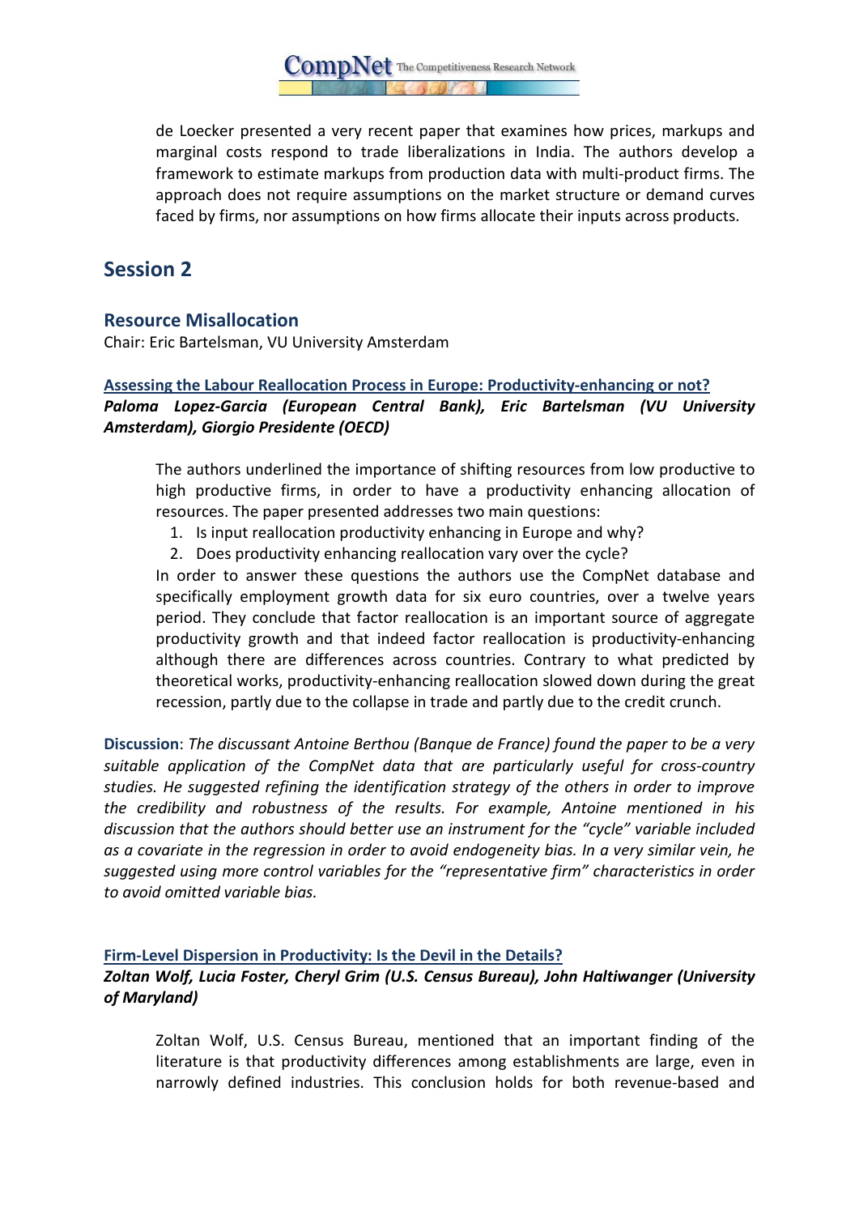de Loecker presented a very recent paper that examines how prices, markups and marginal costs respond to trade liberalizations in India. The authors develop a framework to estimate markups from production data with multi-product firms. The approach does not require assumptions on the market structure or demand curves faced by firms, nor assumptions on how firms allocate their inputs across products.

## Session 2

### Resource Misallocation

Chair: Eric Bartelsman, VU University Amsterdam

**Assessing the Labour Reallocation Process in Europe: Productivity-enhancing or not?**

***Paloma Lopez-Garcia (European Central Bank), Eric Bartelsman (VU University Amsterdam), Giorgio Presidente (OECD)***

The authors underlined the importance of shifting resources from low productive to high productive firms, in order to have a productivity enhancing allocation of resources. The paper presented addresses two main questions:

1. Is input reallocation productivity enhancing in Europe and why?
2. Does productivity enhancing reallocation vary over the cycle?

In order to answer these questions the authors use the CompNet database and specifically employment growth data for six euro countries, over a twelve years period. They conclude that factor reallocation is an important source of aggregate productivity growth and that indeed factor reallocation is productivity-enhancing although there are differences across countries. Contrary to what predicted by theoretical works, productivity-enhancing reallocation slowed down during the great recession, partly due to the collapse in trade and partly due to the credit crunch.

**Discussion**: *The discussant Antoine Berthou (Banque de France) found the paper to be a very suitable application of the CompNet data that are particularly useful for cross-country studies. He suggested refining the identification strategy of the others in order to improve the credibility and robustness of the results. For example, Antoine mentioned in his discussion that the authors should better use an instrument for the "cycle" variable included as a covariate in the regression in order to avoid endogeneity bias. In a very similar vein, he suggested using more control variables for the "representative firm" characteristics in order to avoid omitted variable bias.*

**Firm-Level Dispersion in Productivity: Is the Devil in the Details?**

***Zoltan Wolf, Lucia Foster, Cheryl Grim (U.S. Census Bureau), John Haltiwanger (University of Maryland)***

Zoltan Wolf, U.S. Census Bureau, mentioned that an important finding of the literature is that productivity differences among establishments are large, even in narrowly defined industries. This conclusion holds for both revenue-based and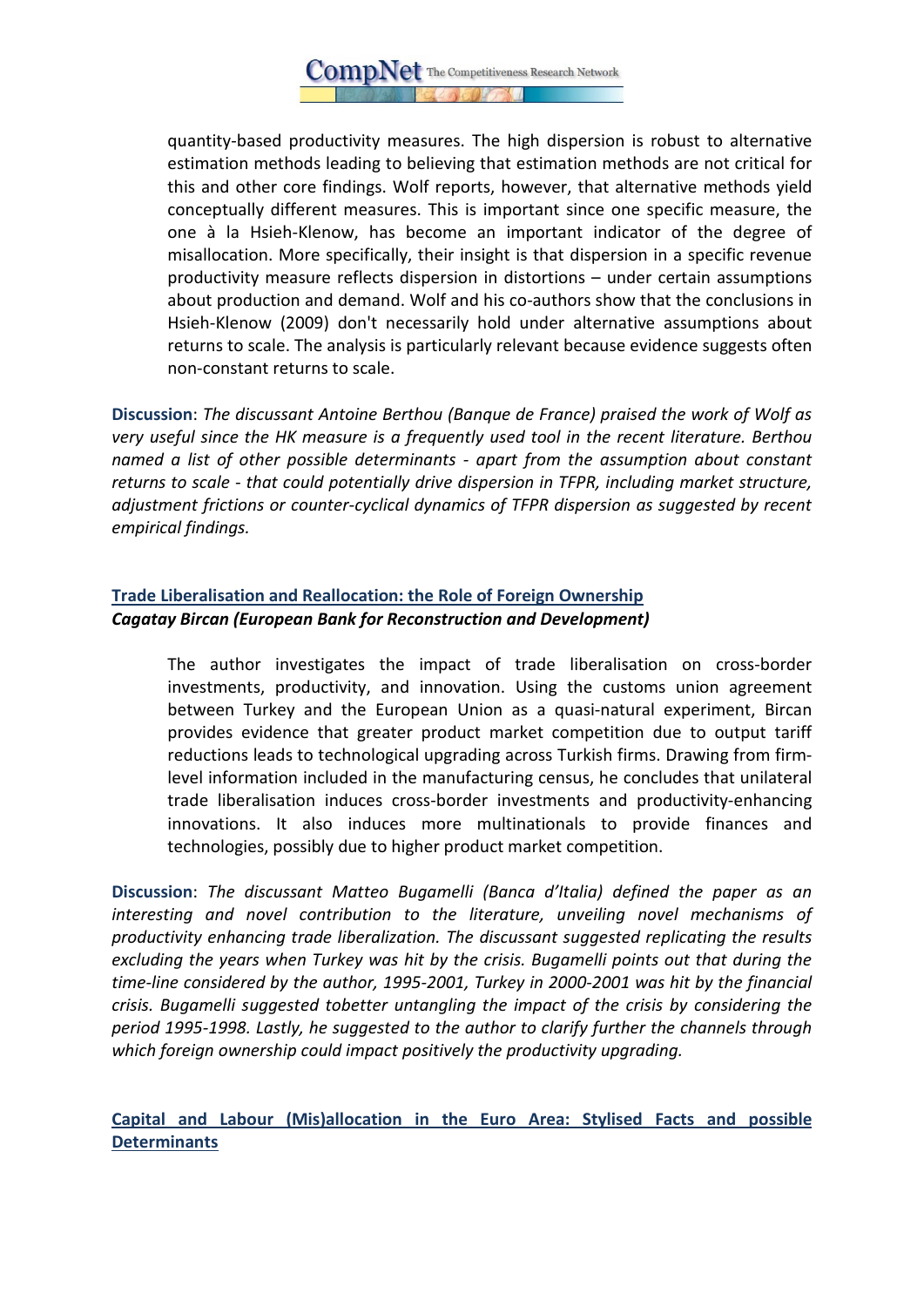quantity-based productivity measures. The high dispersion is robust to alternative estimation methods leading to believing that estimation methods are not critical for this and other core findings. Wolf reports, however, that alternative methods yield conceptually different measures. This is important since one specific measure, the one à la Hsieh-Klenow, has become an important indicator of the degree of misallocation. More specifically, their insight is that dispersion in a specific revenue productivity measure reflects dispersion in distortions – under certain assumptions about production and demand. Wolf and his co-authors show that the conclusions in Hsieh-Klenow (2009) don't necessarily hold under alternative assumptions about returns to scale. The analysis is particularly relevant because evidence suggests often non-constant returns to scale.

**Discussion**: *The discussant Antoine Berthou (Banque de France) praised the work of Wolf as very useful since the HK measure is a frequently used tool in the recent literature. Berthou named a list of other possible determinants - apart from the assumption about constant returns to scale - that could potentially drive dispersion in TFPR, including market structure, adjustment frictions or counter-cyclical dynamics of TFPR dispersion as suggested by recent empirical findings.*

### Trade Liberalisation and Reallocation: the Role of Foreign Ownership

***Cagatay Bircan (European Bank for Reconstruction and Development)***

The author investigates the impact of trade liberalisation on cross-border investments, productivity, and innovation. Using the customs union agreement between Turkey and the European Union as a quasi-natural experiment, Bircan provides evidence that greater product market competition due to output tariff reductions leads to technological upgrading across Turkish firms. Drawing from firm-level information included in the manufacturing census, he concludes that unilateral trade liberalisation induces cross-border investments and productivity-enhancing innovations. It also induces more multinationals to provide finances and technologies, possibly due to higher product market competition.

**Discussion**: *The discussant Matteo Bugamelli (Banca d'Italia) defined the paper as an interesting and novel contribution to the literature, unveiling novel mechanisms of productivity enhancing trade liberalization. The discussant suggested replicating the results excluding the years when Turkey was hit by the crisis. Bugamelli points out that during the time-line considered by the author, 1995-2001, Turkey in 2000-2001 was hit by the financial crisis. Bugamelli suggested tobetter untangling the impact of the crisis by considering the period 1995-1998. Lastly, he suggested to the author to clarify further the channels through which foreign ownership could impact positively the productivity upgrading.*

### Capital and Labour (Mis)allocation in the Euro Area: Stylised Facts and possible Determinants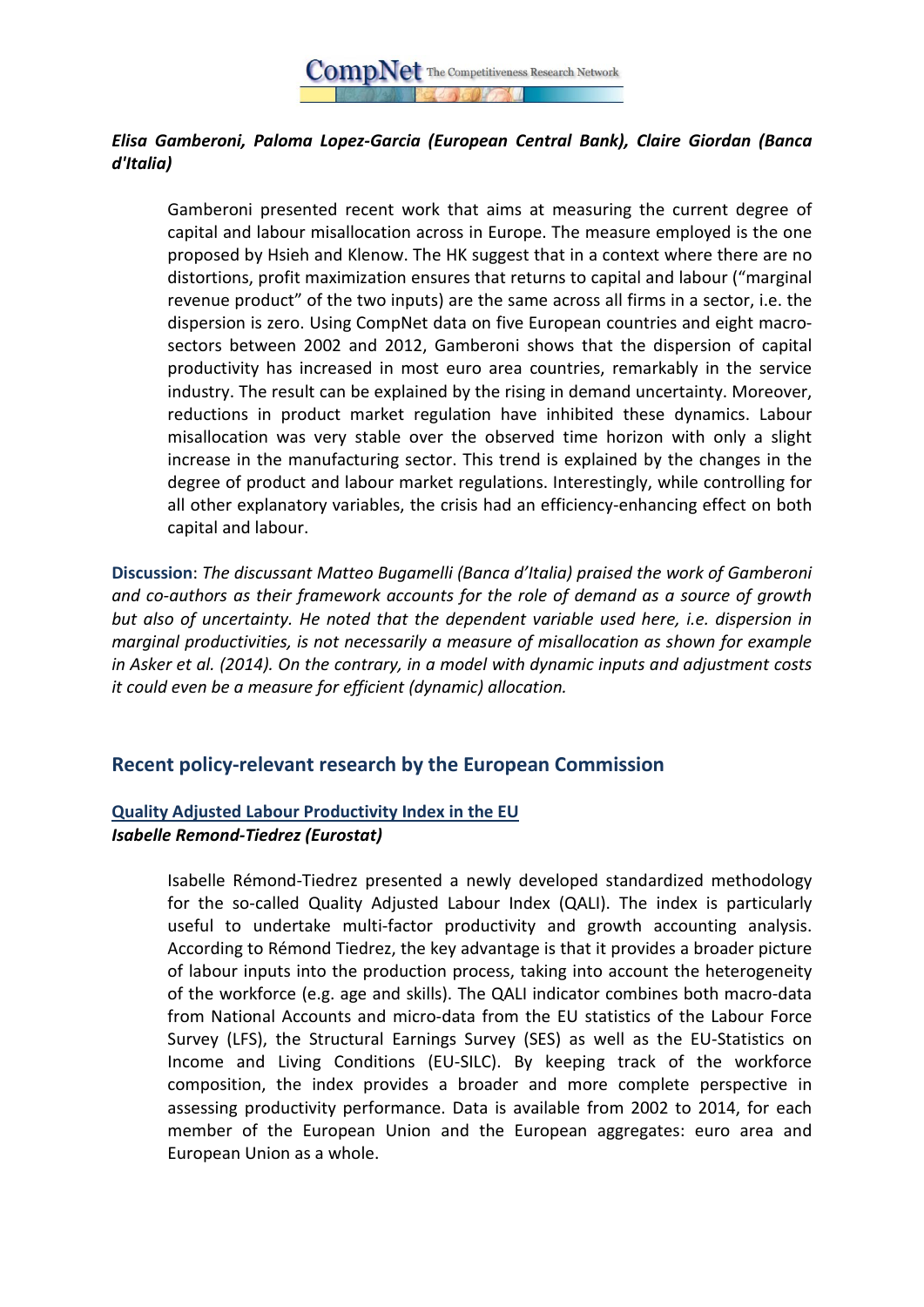***Elisa Gamberoni, Paloma Lopez-Garcia (European Central Bank), Claire Giordan (Banca d'Italia)***

Gamberoni presented recent work that aims at measuring the current degree of capital and labour misallocation across in Europe. The measure employed is the one proposed by Hsieh and Klenow. The HK suggest that in a context where there are no distortions, profit maximization ensures that returns to capital and labour ("marginal revenue product" of the two inputs) are the same across all firms in a sector, i.e. the dispersion is zero. Using CompNet data on five European countries and eight macro-sectors between 2002 and 2012, Gamberoni shows that the dispersion of capital productivity has increased in most euro area countries, remarkably in the service industry. The result can be explained by the rising in demand uncertainty. Moreover, reductions in product market regulation have inhibited these dynamics. Labour misallocation was very stable over the observed time horizon with only a slight increase in the manufacturing sector. This trend is explained by the changes in the degree of product and labour market regulations. Interestingly, while controlling for all other explanatory variables, the crisis had an efficiency-enhancing effect on both capital and labour.

**Discussion**: *The discussant Matteo Bugamelli (Banca d'Italia) praised the work of Gamberoni and co-authors as their framework accounts for the role of demand as a source of growth but also of uncertainty. He noted that the dependent variable used here, i.e. dispersion in marginal productivities, is not necessarily a measure of misallocation as shown for example in Asker et al. (2014). On the contrary, in a model with dynamic inputs and adjustment costs it could even be a measure for efficient (dynamic) allocation.*

## Recent policy-relevant research by the European Commission

**Quality Adjusted Labour Productivity Index in the EU**
***Isabelle Remond-Tiedrez (Eurostat)***

Isabelle Rémond-Tiedrez presented a newly developed standardized methodology for the so-called Quality Adjusted Labour Index (QALI). The index is particularly useful to undertake multi-factor productivity and growth accounting analysis. According to Rémond Tiedrez, the key advantage is that it provides a broader picture of labour inputs into the production process, taking into account the heterogeneity of the workforce (e.g. age and skills). The QALI indicator combines both macro-data from National Accounts and micro-data from the EU statistics of the Labour Force Survey (LFS), the Structural Earnings Survey (SES) as well as the EU-Statistics on Income and Living Conditions (EU-SILC). By keeping track of the workforce composition, the index provides a broader and more complete perspective in assessing productivity performance. Data is available from 2002 to 2014, for each member of the European Union and the European aggregates: euro area and European Union as a whole.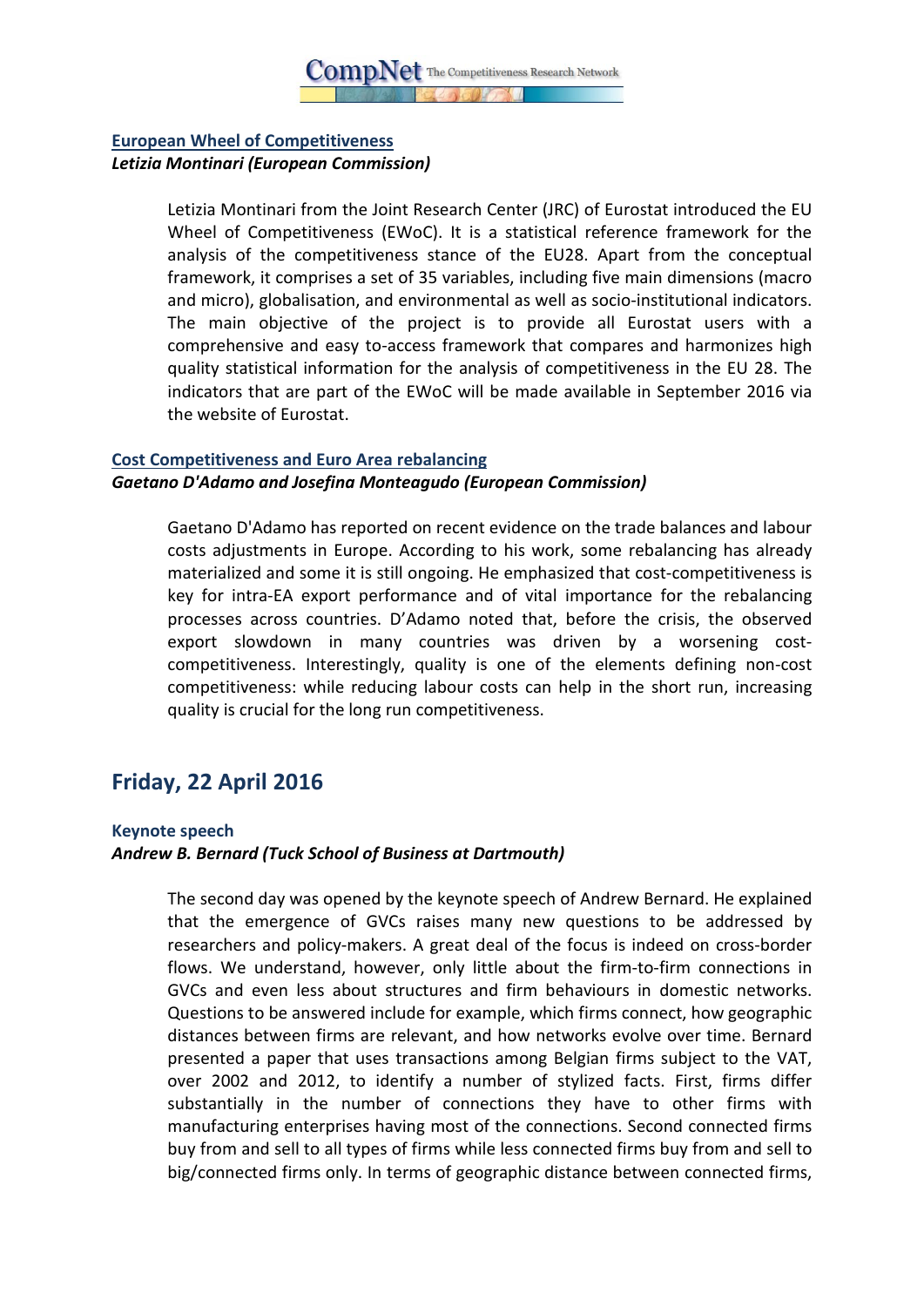#### European Wheel of Competitiveness

***Letizia Montinari (European Commission)***

Letizia Montinari from the Joint Research Center (JRC) of Eurostat introduced the EU Wheel of Competitiveness (EWoC). It is a statistical reference framework for the analysis of the competitiveness stance of the EU28. Apart from the conceptual framework, it comprises a set of 35 variables, including five main dimensions (macro and micro), globalisation, and environmental as well as socio-institutional indicators. The main objective of the project is to provide all Eurostat users with a comprehensive and easy to-access framework that compares and harmonizes high quality statistical information for the analysis of competitiveness in the EU 28. The indicators that are part of the EWoC will be made available in September 2016 via the website of Eurostat.

#### Cost Competitiveness and Euro Area rebalancing

***Gaetano D'Adamo and Josefina Monteagudo (European Commission)***

Gaetano D'Adamo has reported on recent evidence on the trade balances and labour costs adjustments in Europe. According to his work, some rebalancing has already materialized and some it is still ongoing. He emphasized that cost-competitiveness is key for intra-EA export performance and of vital importance for the rebalancing processes across countries. D'Adamo noted that, before the crisis, the observed export slowdown in many countries was driven by a worsening cost-competitiveness. Interestingly, quality is one of the elements defining non-cost competitiveness: while reducing labour costs can help in the short run, increasing quality is crucial for the long run competitiveness.

## Friday, 22 April 2016

#### Keynote speech

***Andrew B. Bernard (Tuck School of Business at Dartmouth)***

The second day was opened by the keynote speech of Andrew Bernard. He explained that the emergence of GVCs raises many new questions to be addressed by researchers and policy-makers. A great deal of the focus is indeed on cross-border flows. We understand, however, only little about the firm-to-firm connections in GVCs and even less about structures and firm behaviours in domestic networks. Questions to be answered include for example, which firms connect, how geographic distances between firms are relevant, and how networks evolve over time. Bernard presented a paper that uses transactions among Belgian firms subject to the VAT, over 2002 and 2012, to identify a number of stylized facts. First, firms differ substantially in the number of connections they have to other firms with manufacturing enterprises having most of the connections. Second connected firms buy from and sell to all types of firms while less connected firms buy from and sell to big/connected firms only. In terms of geographic distance between connected firms,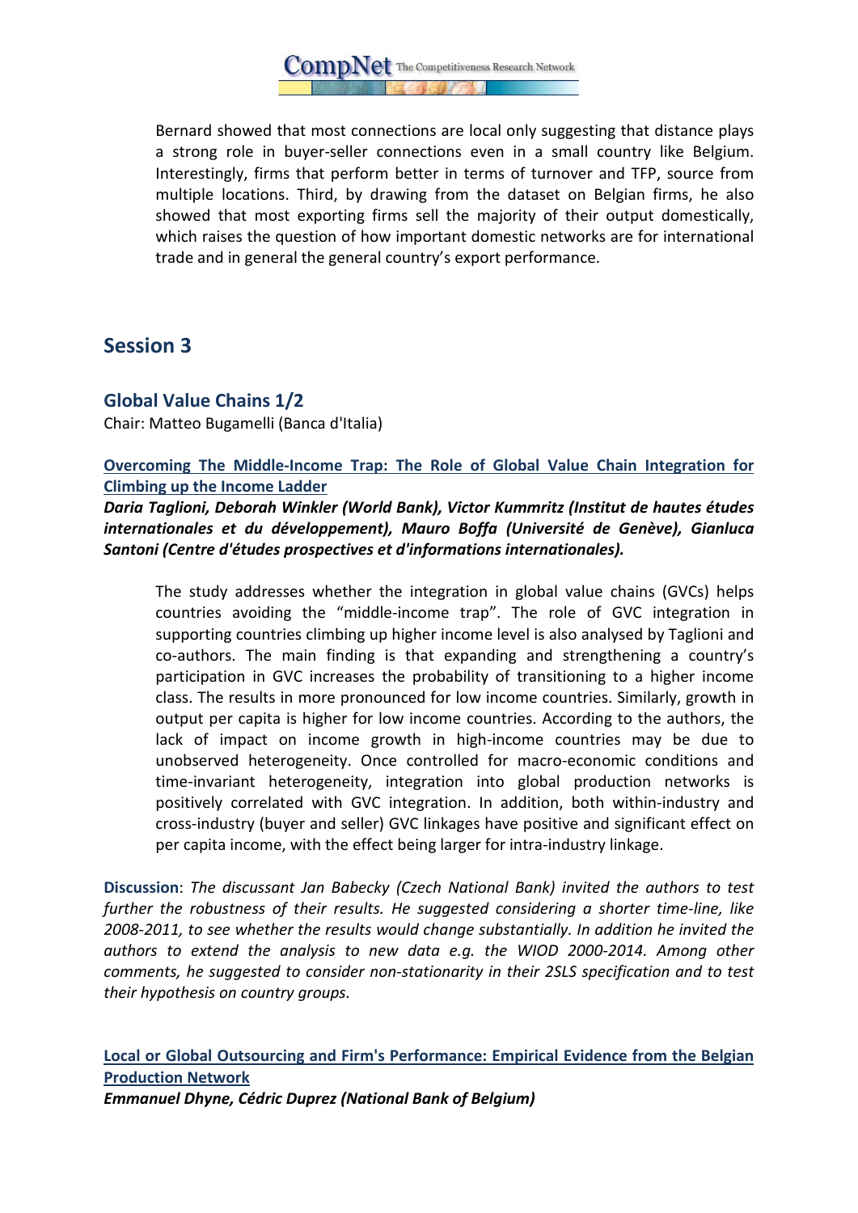Bernard showed that most connections are local only suggesting that distance plays a strong role in buyer-seller connections even in a small country like Belgium. Interestingly, firms that perform better in terms of turnover and TFP, source from multiple locations. Third, by drawing from the dataset on Belgian firms, he also showed that most exporting firms sell the majority of their output domestically, which raises the question of how important domestic networks are for international trade and in general the general country's export performance.

## Session 3

### Global Value Chains 1/2

Chair: Matteo Bugamelli (Banca d'Italia)

#### Overcoming The Middle-Income Trap: The Role of Global Value Chain Integration for Climbing up the Income Ladder

***Daria Taglioni, Deborah Winkler (World Bank), Victor Kummritz (Institut de hautes études internationales et du développement), Mauro Boffa (Université de Genève), Gianluca Santoni (Centre d'études prospectives et d'informations internationales).***

The study addresses whether the integration in global value chains (GVCs) helps countries avoiding the "middle-income trap". The role of GVC integration in supporting countries climbing up higher income level is also analysed by Taglioni and co-authors. The main finding is that expanding and strengthening a country's participation in GVC increases the probability of transitioning to a higher income class. The results in more pronounced for low income countries. Similarly, growth in output per capita is higher for low income countries. According to the authors, the lack of impact on income growth in high-income countries may be due to unobserved heterogeneity. Once controlled for macro-economic conditions and time-invariant heterogeneity, integration into global production networks is positively correlated with GVC integration. In addition, both within-industry and cross-industry (buyer and seller) GVC linkages have positive and significant effect on per capita income, with the effect being larger for intra-industry linkage.

**Discussion**: *The discussant Jan Babecky (Czech National Bank) invited the authors to test further the robustness of their results. He suggested considering a shorter time-line, like 2008-2011, to see whether the results would change substantially. In addition he invited the authors to extend the analysis to new data e.g. the WIOD 2000-2014. Among other comments, he suggested to consider non-stationarity in their 2SLS specification and to test their hypothesis on country groups.*

#### Local or Global Outsourcing and Firm's Performance: Empirical Evidence from the Belgian Production Network

***Emmanuel Dhyne, Cédric Duprez (National Bank of Belgium)***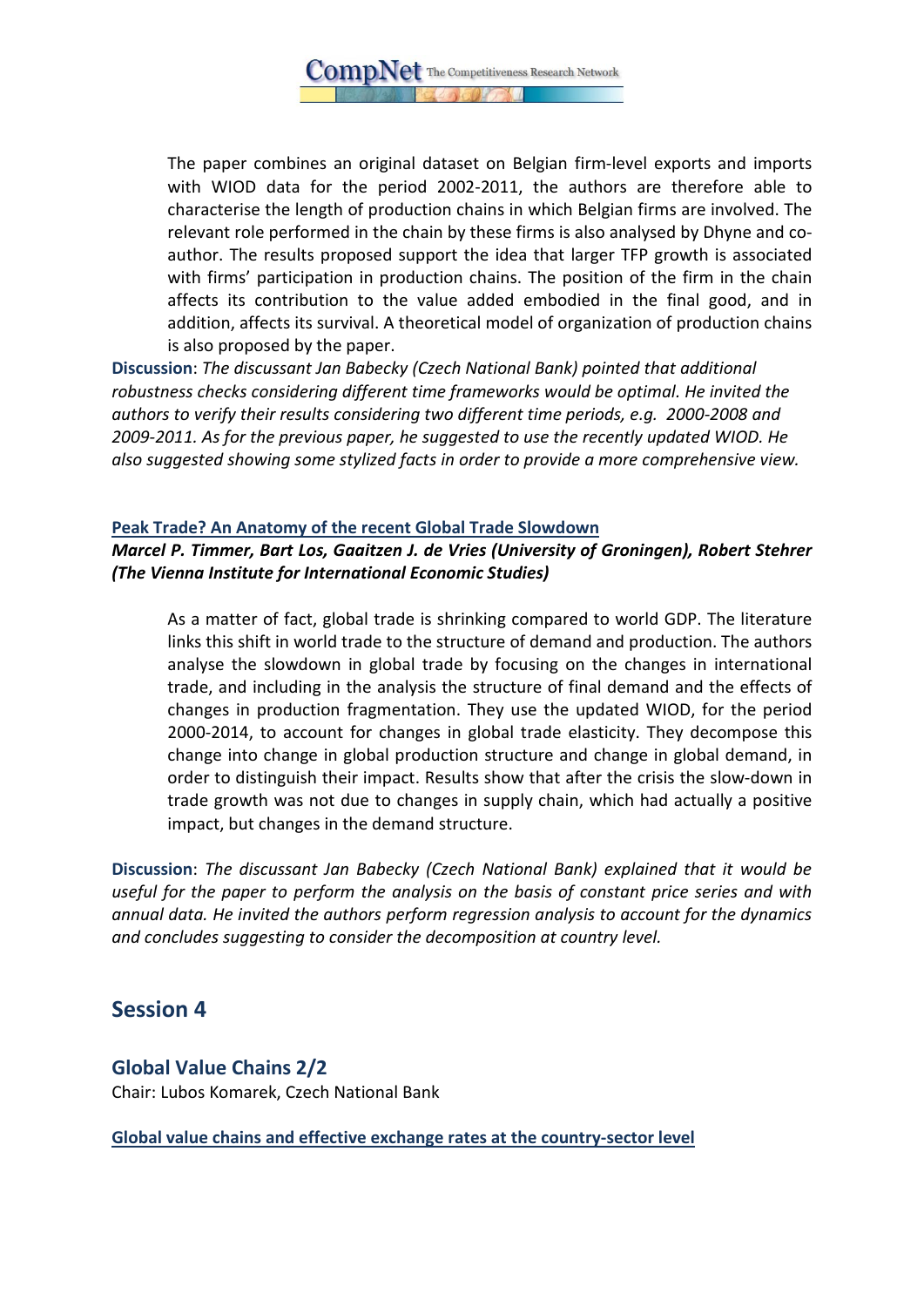The paper combines an original dataset on Belgian firm-level exports and imports with WIOD data for the period 2002-2011, the authors are therefore able to characterise the length of production chains in which Belgian firms are involved. The relevant role performed in the chain by these firms is also analysed by Dhyne and co-author. The results proposed support the idea that larger TFP growth is associated with firms' participation in production chains. The position of the firm in the chain affects its contribution to the value added embodied in the final good, and in addition, affects its survival. A theoretical model of organization of production chains is also proposed by the paper.

**Discussion**: *The discussant Jan Babecky (Czech National Bank) pointed that additional robustness checks considering different time frameworks would be optimal. He invited the authors to verify their results considering two different time periods, e.g. 2000-2008 and 2009-2011. As for the previous paper, he suggested to use the recently updated WIOD. He also suggested showing some stylized facts in order to provide a more comprehensive view.*

**Peak Trade? An Anatomy of the recent Global Trade Slowdown**

***Marcel P. Timmer, Bart Los, Gaaitzen J. de Vries (University of Groningen), Robert Stehrer (The Vienna Institute for International Economic Studies)***

As a matter of fact, global trade is shrinking compared to world GDP. The literature links this shift in world trade to the structure of demand and production. The authors analyse the slowdown in global trade by focusing on the changes in international trade, and including in the analysis the structure of final demand and the effects of changes in production fragmentation. They use the updated WIOD, for the period 2000-2014, to account for changes in global trade elasticity. They decompose this change into change in global production structure and change in global demand, in order to distinguish their impact. Results show that after the crisis the slow-down in trade growth was not due to changes in supply chain, which had actually a positive impact, but changes in the demand structure.

**Discussion**: *The discussant Jan Babecky (Czech National Bank) explained that it would be useful for the paper to perform the analysis on the basis of constant price series and with annual data. He invited the authors perform regression analysis to account for the dynamics and concludes suggesting to consider the decomposition at country level.*

## Session 4

### Global Value Chains 2/2

Chair: Lubos Komarek, Czech National Bank

**Global value chains and effective exchange rates at the country-sector level**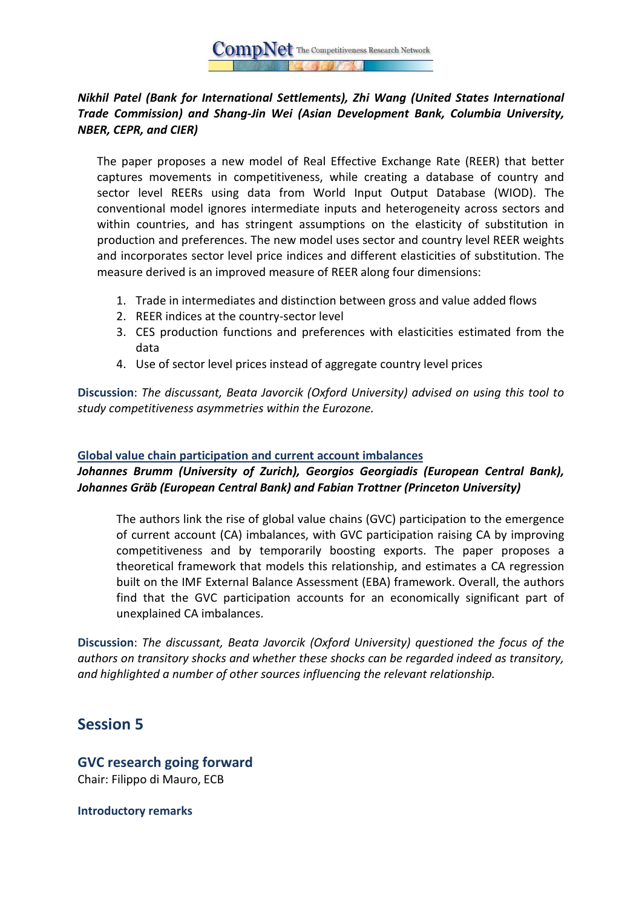***Nikhil Patel (Bank for International Settlements), Zhi Wang (United States International Trade Commission) and Shang-Jin Wei (Asian Development Bank, Columbia University, NBER, CEPR, and CIER)***

The paper proposes a new model of Real Effective Exchange Rate (REER) that better captures movements in competitiveness, while creating a database of country and sector level REERs using data from World Input Output Database (WIOD). The conventional model ignores intermediate inputs and heterogeneity across sectors and within countries, and has stringent assumptions on the elasticity of substitution in production and preferences. The new model uses sector and country level REER weights and incorporates sector level price indices and different elasticities of substitution. The measure derived is an improved measure of REER along four dimensions:

1. Trade in intermediates and distinction between gross and value added flows
2. REER indices at the country-sector level
3. CES production functions and preferences with elasticities estimated from the data
4. Use of sector level prices instead of aggregate country level prices

**Discussion**: *The discussant, Beata Javorcik (Oxford University) advised on using this tool to study competitiveness asymmetries within the Eurozone.*

**Global value chain participation and current account imbalances**

***Johannes Brumm (University of Zurich), Georgios Georgiadis (European Central Bank), Johannes Gräb (European Central Bank) and Fabian Trottner (Princeton University)***

The authors link the rise of global value chains (GVC) participation to the emergence of current account (CA) imbalances, with GVC participation raising CA by improving competitiveness and by temporarily boosting exports. The paper proposes a theoretical framework that models this relationship, and estimates a CA regression built on the IMF External Balance Assessment (EBA) framework. Overall, the authors find that the GVC participation accounts for an economically significant part of unexplained CA imbalances.

**Discussion**: *The discussant, Beata Javorcik (Oxford University) questioned the focus of the authors on transitory shocks and whether these shocks can be regarded indeed as transitory, and highlighted a number of other sources influencing the relevant relationship.*

## Session 5

### GVC research going forward

Chair: Filippo di Mauro, ECB

**Introductory remarks**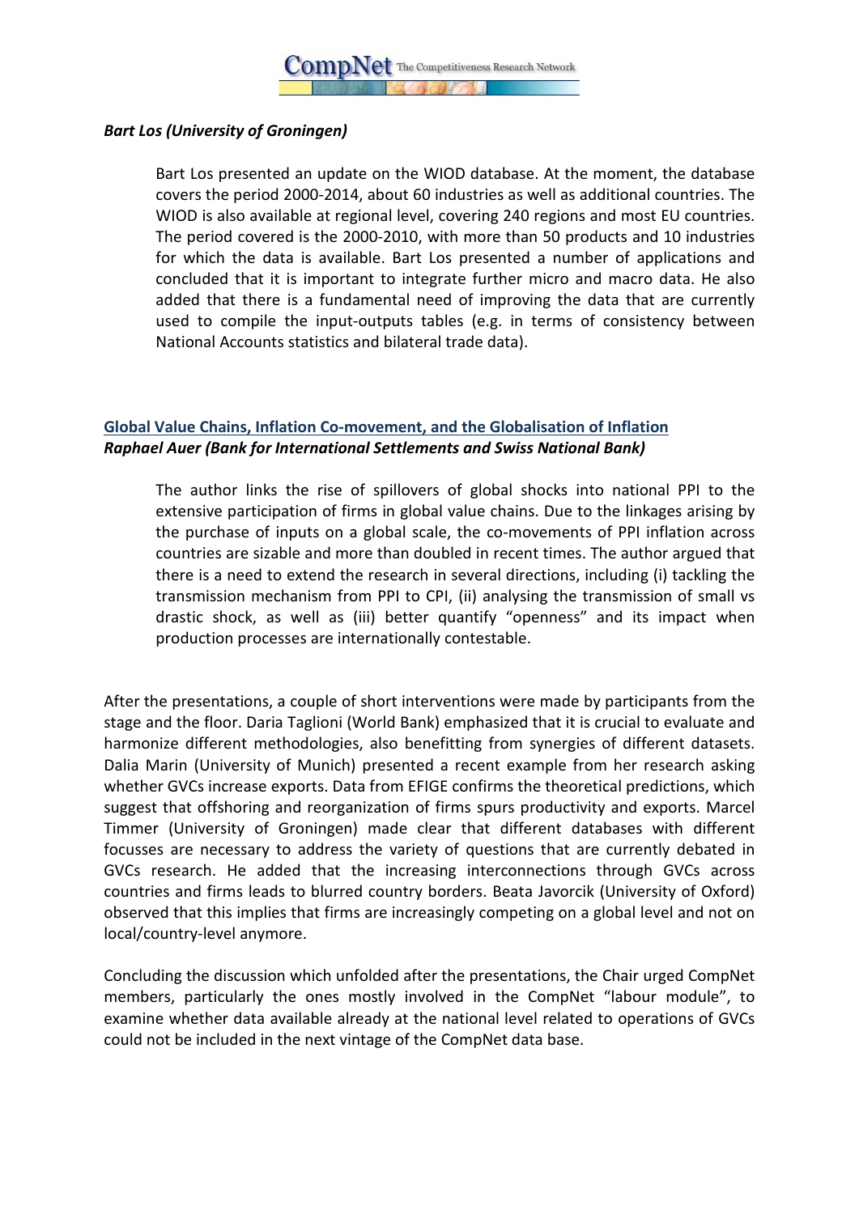***Bart Los (University of Groningen)***

Bart Los presented an update on the WIOD database. At the moment, the database covers the period 2000-2014, about 60 industries as well as additional countries. The WIOD is also available at regional level, covering 240 regions and most EU countries. The period covered is the 2000-2010, with more than 50 products and 10 industries for which the data is available. Bart Los presented a number of applications and concluded that it is important to integrate further micro and macro data. He also added that there is a fundamental need of improving the data that are currently used to compile the input-outputs tables (e.g. in terms of consistency between National Accounts statistics and bilateral trade data).

**Global Value Chains, Inflation Co-movement, and the Globalisation of Inflation**
***Raphael Auer (Bank for International Settlements and Swiss National Bank)***

The author links the rise of spillovers of global shocks into national PPI to the extensive participation of firms in global value chains. Due to the linkages arising by the purchase of inputs on a global scale, the co-movements of PPI inflation across countries are sizable and more than doubled in recent times. The author argued that there is a need to extend the research in several directions, including (i) tackling the transmission mechanism from PPI to CPI, (ii) analysing the transmission of small vs drastic shock, as well as (iii) better quantify "openness" and its impact when production processes are internationally contestable.

After the presentations, a couple of short interventions were made by participants from the stage and the floor. Daria Taglioni (World Bank) emphasized that it is crucial to evaluate and harmonize different methodologies, also benefitting from synergies of different datasets. Dalia Marin (University of Munich) presented a recent example from her research asking whether GVCs increase exports. Data from EFIGE confirms the theoretical predictions, which suggest that offshoring and reorganization of firms spurs productivity and exports. Marcel Timmer (University of Groningen) made clear that different databases with different focusses are necessary to address the variety of questions that are currently debated in GVCs research. He added that the increasing interconnections through GVCs across countries and firms leads to blurred country borders. Beata Javorcik (University of Oxford) observed that this implies that firms are increasingly competing on a global level and not on local/country-level anymore.

Concluding the discussion which unfolded after the presentations, the Chair urged CompNet members, particularly the ones mostly involved in the CompNet "labour module", to examine whether data available already at the national level related to operations of GVCs could not be included in the next vintage of the CompNet data base.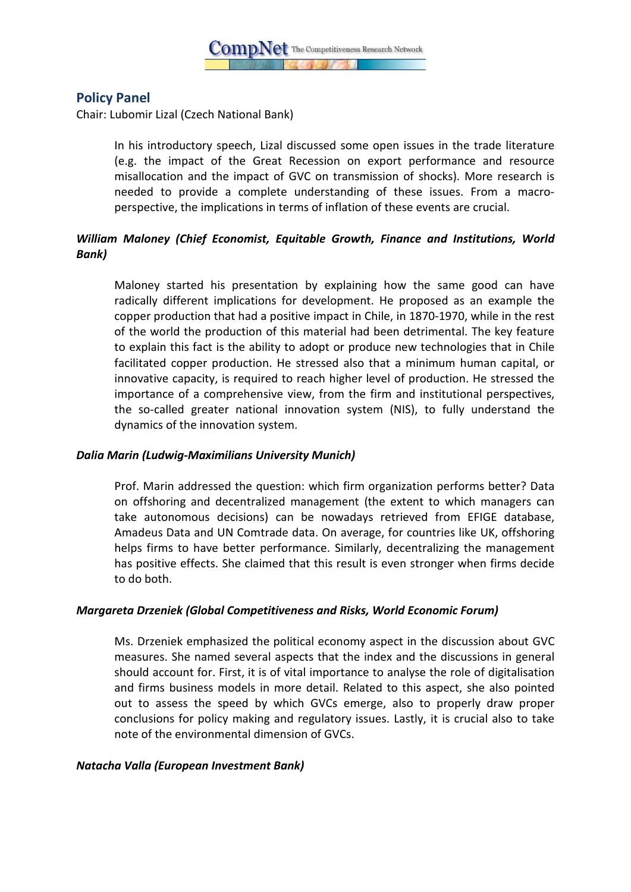## Policy Panel

Chair: Lubomir Lizal (Czech National Bank)

In his introductory speech, Lizal discussed some open issues in the trade literature (e.g. the impact of the Great Recession on export performance and resource misallocation and the impact of GVC on transmission of shocks). More research is needed to provide a complete understanding of these issues. From a macro-perspective, the implications in terms of inflation of these events are crucial.

***William Maloney (Chief Economist, Equitable Growth, Finance and Institutions, World Bank)***

Maloney started his presentation by explaining how the same good can have radically different implications for development. He proposed as an example the copper production that had a positive impact in Chile, in 1870-1970, while in the rest of the world the production of this material had been detrimental. The key feature to explain this fact is the ability to adopt or produce new technologies that in Chile facilitated copper production. He stressed also that a minimum human capital, or innovative capacity, is required to reach higher level of production. He stressed the importance of a comprehensive view, from the firm and institutional perspectives, the so-called greater national innovation system (NIS), to fully understand the dynamics of the innovation system.

***Dalia Marin (Ludwig-Maximilians University Munich)***

Prof. Marin addressed the question: which firm organization performs better? Data on offshoring and decentralized management (the extent to which managers can take autonomous decisions) can be nowadays retrieved from EFIGE database, Amadeus Data and UN Comtrade data. On average, for countries like UK, offshoring helps firms to have better performance. Similarly, decentralizing the management has positive effects. She claimed that this result is even stronger when firms decide to do both.

***Margareta Drzeniek (Global Competitiveness and Risks, World Economic Forum)***

Ms. Drzeniek emphasized the political economy aspect in the discussion about GVC measures. She named several aspects that the index and the discussions in general should account for. First, it is of vital importance to analyse the role of digitalisation and firms business models in more detail. Related to this aspect, she also pointed out to assess the speed by which GVCs emerge, also to properly draw proper conclusions for policy making and regulatory issues. Lastly, it is crucial also to take note of the environmental dimension of GVCs.

***Natacha Valla (European Investment Bank)***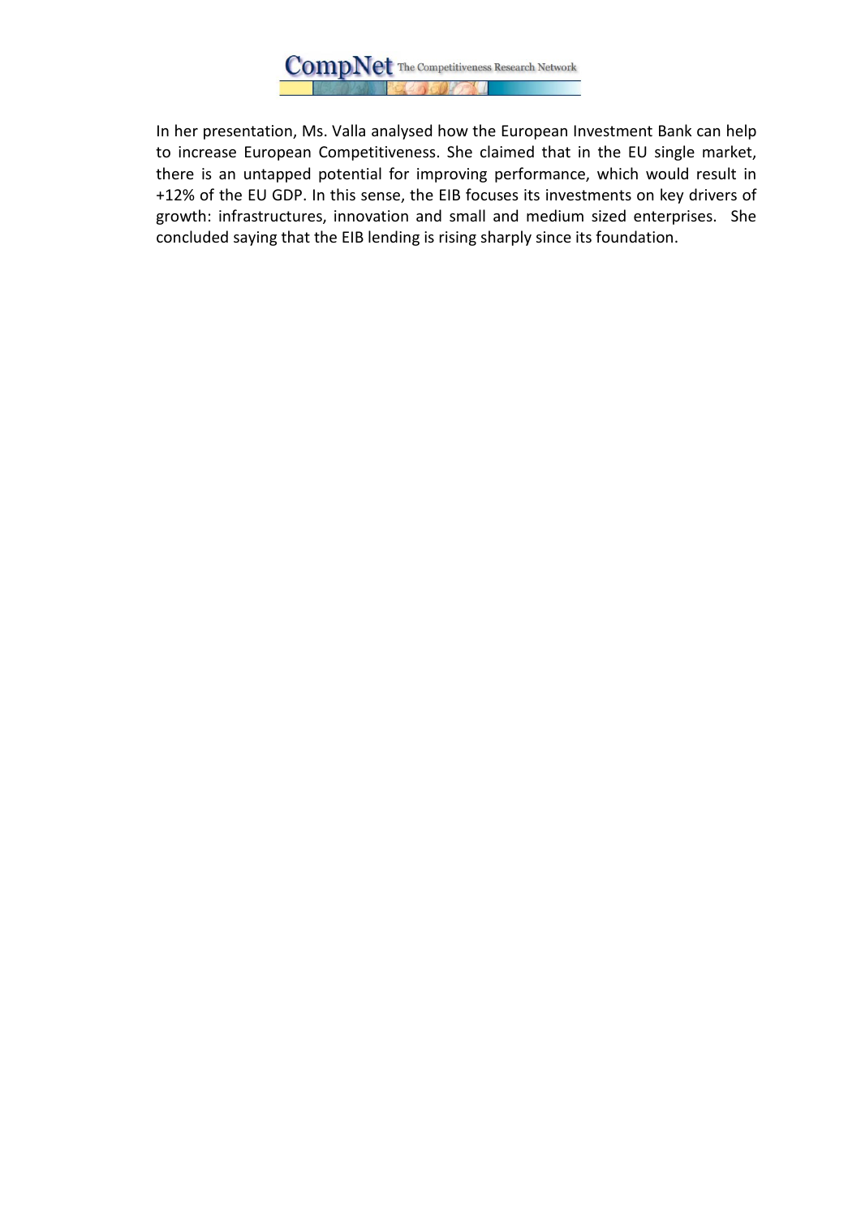In her presentation, Ms. Valla analysed how the European Investment Bank can help to increase European Competitiveness. She claimed that in the EU single market, there is an untapped potential for improving performance, which would result in +12% of the EU GDP. In this sense, the EIB focuses its investments on key drivers of growth: infrastructures, innovation and small and medium sized enterprises. She concluded saying that the EIB lending is rising sharply since its foundation.